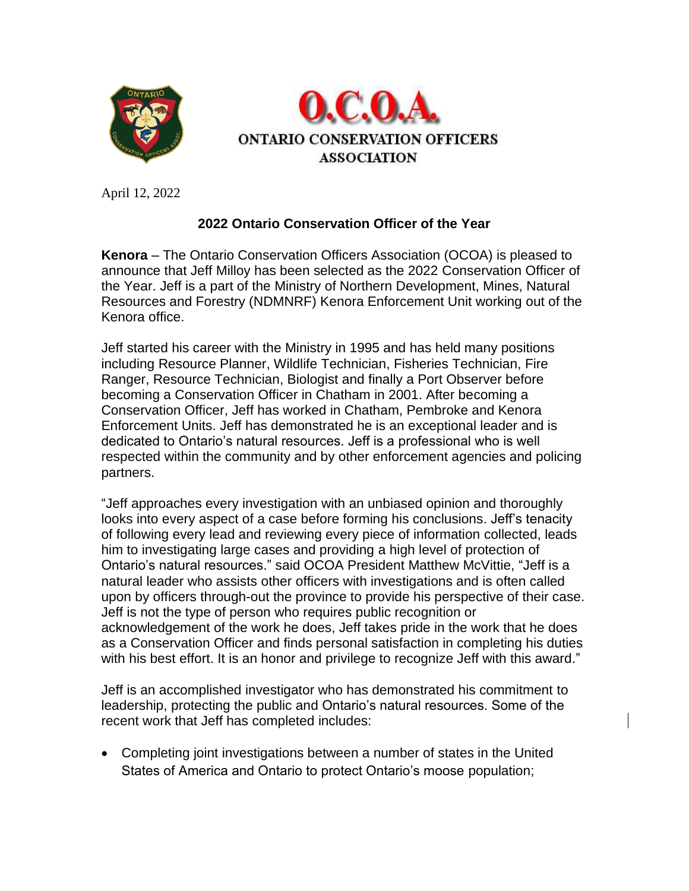O.C.O.A.

ONTARIO CONSERVATION OFFICERS ASSOCIATION

April 12, 2022

## 2022 Ontario Conservation Officer of the Year

**Kenora** – The Ontario Conservation Officers Association (OCOA) is pleased to announce that Jeff Milloy has been selected as the 2022 Conservation Officer of the Year. Jeff is a part of the Ministry of Northern Development, Mines, Natural Resources and Forestry (NDMNRF) Kenora Enforcement Unit working out of the Kenora office.

Jeff started his career with the Ministry in 1995 and has held many positions including Resource Planner, Wildlife Technician, Fisheries Technician, Fire Ranger, Resource Technician, Biologist and finally a Port Observer before becoming a Conservation Officer in Chatham in 2001. After becoming a Conservation Officer, Jeff has worked in Chatham, Pembroke and Kenora Enforcement Units. Jeff has demonstrated he is an exceptional leader and is dedicated to Ontario's natural resources. Jeff is a professional who is well respected within the community and by other enforcement agencies and policing partners.

"Jeff approaches every investigation with an unbiased opinion and thoroughly looks into every aspect of a case before forming his conclusions. Jeff's tenacity of following every lead and reviewing every piece of information collected, leads him to investigating large cases and providing a high level of protection of Ontario's natural resources." said OCOA President Matthew McVittie, "Jeff is a natural leader who assists other officers with investigations and is often called upon by officers through-out the province to provide his perspective of their case. Jeff is not the type of person who requires public recognition or acknowledgement of the work he does, Jeff takes pride in the work that he does as a Conservation Officer and finds personal satisfaction in completing his duties with his best effort. It is an honor and privilege to recognize Jeff with this award."

Jeff is an accomplished investigator who has demonstrated his commitment to leadership, protecting the public and Ontario's natural resources. Some of the recent work that Jeff has completed includes:

- Completing joint investigations between a number of states in the United States of America and Ontario to protect Ontario's moose population;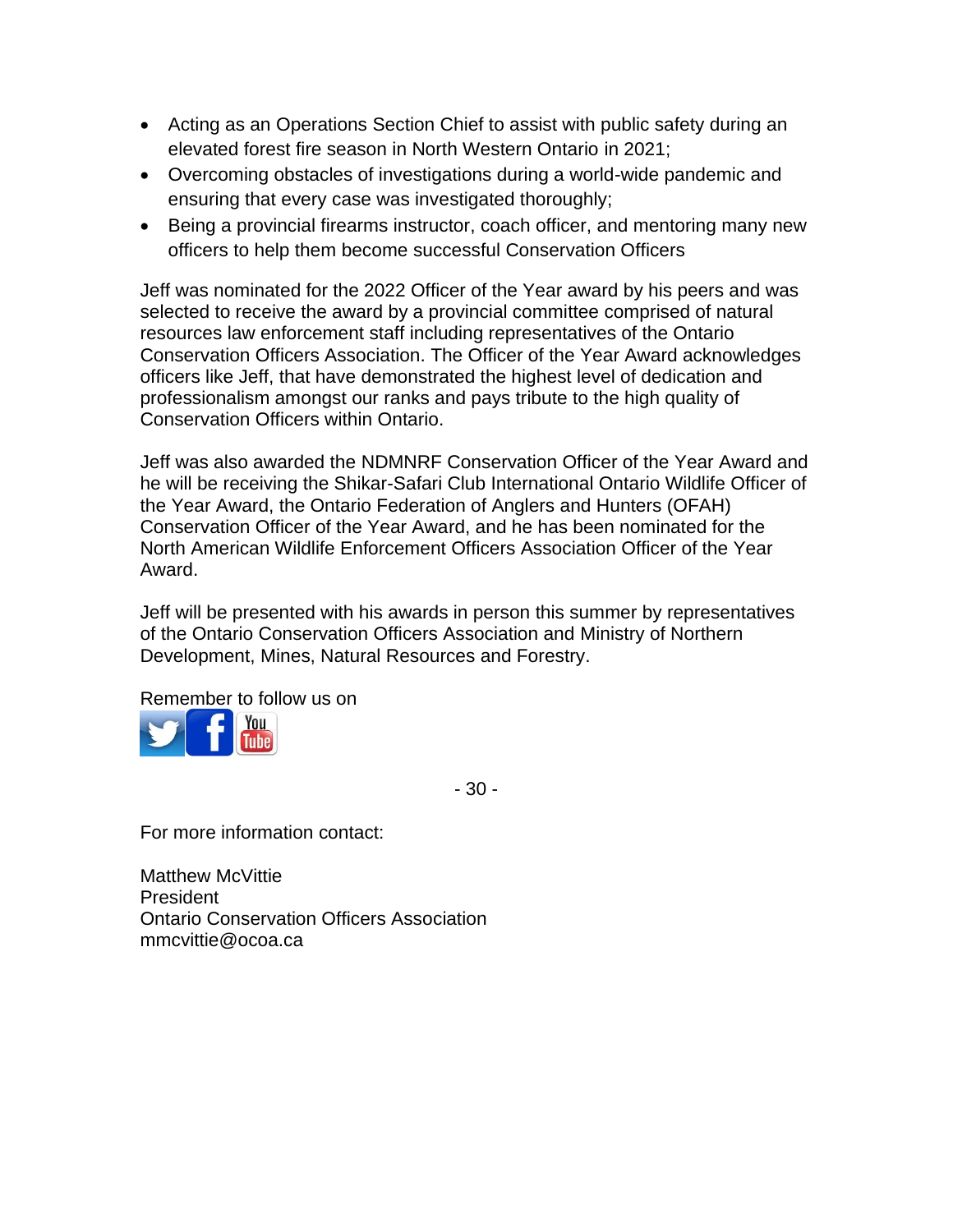- Acting as an Operations Section Chief to assist with public safety during an elevated forest fire season in North Western Ontario in 2021;
- Overcoming obstacles of investigations during a world-wide pandemic and ensuring that every case was investigated thoroughly;
- Being a provincial firearms instructor, coach officer, and mentoring many new officers to help them become successful Conservation Officers

Jeff was nominated for the 2022 Officer of the Year award by his peers and was selected to receive the award by a provincial committee comprised of natural resources law enforcement staff including representatives of the Ontario Conservation Officers Association. The Officer of the Year Award acknowledges officers like Jeff, that have demonstrated the highest level of dedication and professionalism amongst our ranks and pays tribute to the high quality of Conservation Officers within Ontario.

Jeff was also awarded the NDMNRF Conservation Officer of the Year Award and he will be receiving the Shikar-Safari Club International Ontario Wildlife Officer of the Year Award, the Ontario Federation of Anglers and Hunters (OFAH) Conservation Officer of the Year Award, and he has been nominated for the North American Wildlife Enforcement Officers Association Officer of the Year Award.

Jeff will be presented with his awards in person this summer by representatives of the Ontario Conservation Officers Association and Ministry of Northern Development, Mines, Natural Resources and Forestry.

Remember to follow us on

- 30 -

For more information contact:

Matthew McVittie
President
Ontario Conservation Officers Association
mmcvittie@ocoa.ca